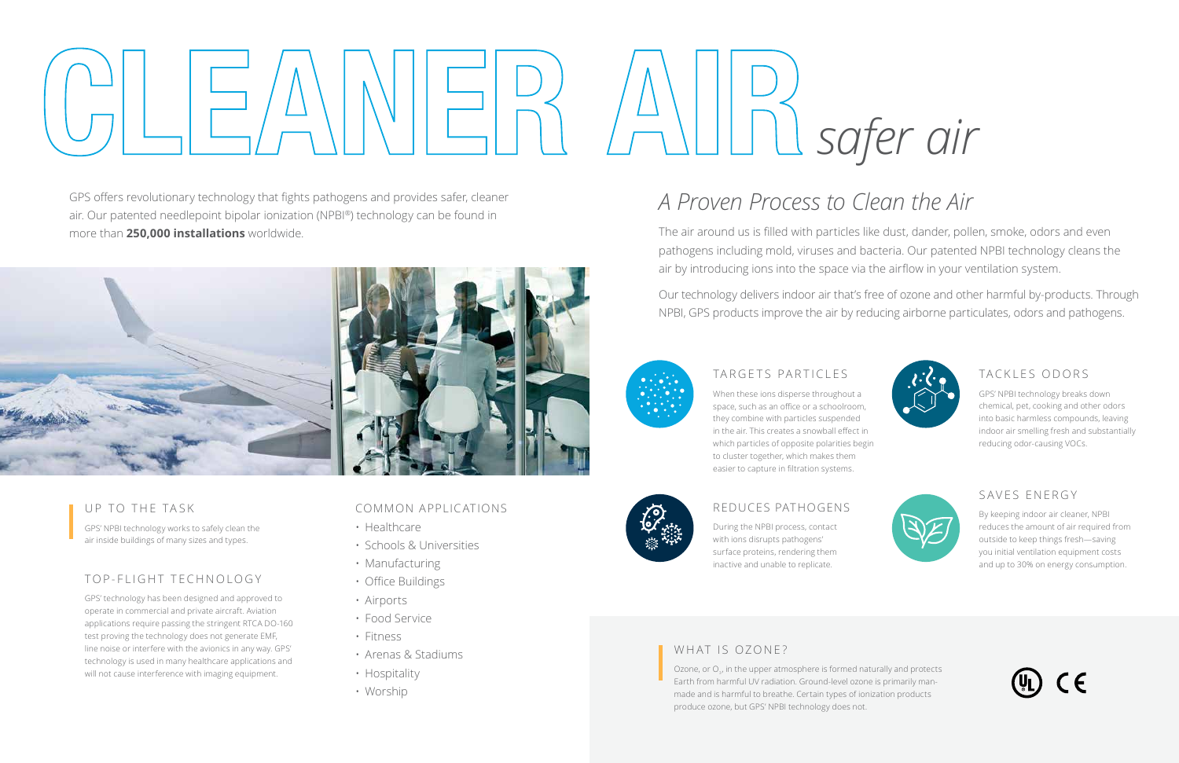# CLEANER AIR *safer air*

GPS offers revolutionary technology that fights pathogens and provides safer, cleaner air. Our patented needlepoint bipolar ionization (NPBI®) technology can be found in more than **250,000 installations** worldwide.

### UP TO THE TASK

GPS' NPBI technology works to safely clean the air inside buildings of many sizes and types.

### TOP-FLIGHT TECHNOLOGY

GPS' technology has been designed and approved to operate in commercial and private aircraft. Aviation applications require passing the stringent RTCA DO-160 test proving the technology does not generate EMF, line noise or interfere with the avionics in any way. GPS' technology is used in many healthcare applications and will not cause interference with imaging equipment.

### COMMON APPLICATIONS

- Healthcare
- Schools & Universities
- Manufacturing
- Office Buildings
- Airports
- Food Service
- Fitness
- Arenas & Stadiums
- Hospitality
- Worship

## *A Proven Process to Clean the Air*

The air around us is filled with particles like dust, dander, pollen, smoke, odors and even pathogens including mold, viruses and bacteria. Our patented NPBI technology cleans the air by introducing ions into the space via the airflow in your ventilation system.

Our technology delivers indoor air that's free of ozone and other harmful by-products. Through NPBI, GPS products improve the air by reducing airborne particulates, odors and pathogens.

### TARGETS PARTICLES

When these ions disperse throughout a space, such as an office or a schoolroom, they combine with particles suspended in the air. This creates a snowball effect in which particles of opposite polarities begin to cluster together, which makes them easier to capture in filtration systems.

### TACKLES ODORS

GPS' NPBI technology breaks down chemical, pet, cooking and other odors into basic harmless compounds, leaving indoor air smelling fresh and substantially reducing odor-causing VOCs.

### REDUCES PATHOGENS

During the NPBI process, contact with ions disrupts pathogens' surface proteins, rendering them inactive and unable to replicate.

### SAVES ENERGY

By keeping indoor air cleaner, NPBI reduces the amount of air required from outside to keep things fresh—saving you initial ventilation equipment costs and up to 30% on energy consumption.

### WHAT IS OZONE?

Ozone, or $O_3$, in the upper atmosphere is formed naturally and protects Earth from harmful UV radiation. Ground-level ozone is primarily man-made and is harmful to breathe. Certain types of ionization products produce ozone, but GPS' NPBI technology does not.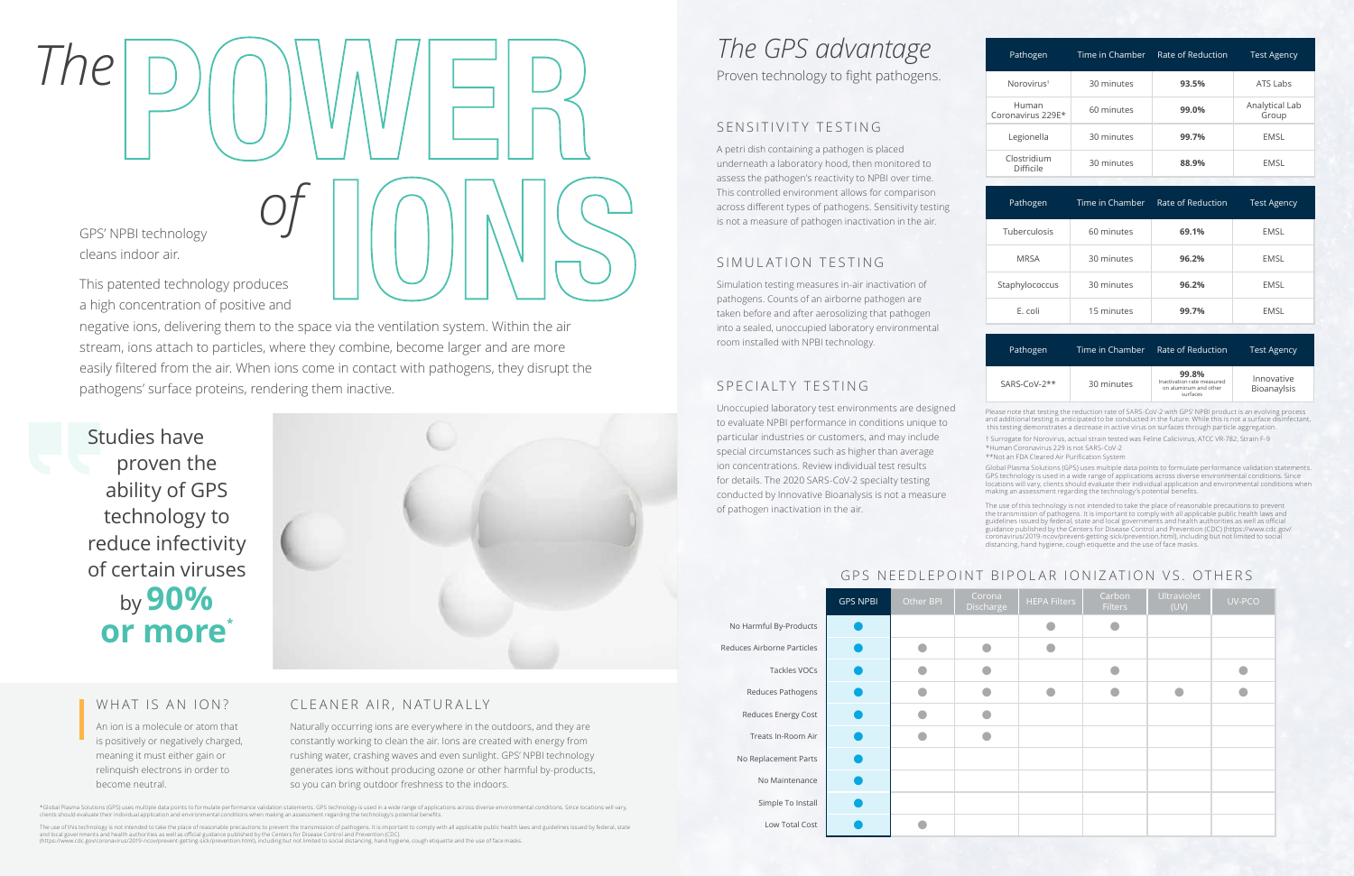# The POWER of IONS

GPS' NPBI technology cleans indoor air.

This patented technology produces a high concentration of positive and negative ions, delivering them to the space via the ventilation system. Within the air stream, ions attach to particles, where they combine, become larger and are more easily filtered from the air. When ions come in contact with pathogens, they disrupt the pathogens' surface proteins, rendering them inactive.

> Studies have proven the ability of GPS technology to reduce infectivity of certain viruses by **90% or more***

## WHAT IS AN ION?

An ion is a molecule or atom that is positively or negatively charged, meaning it must either gain or relinquish electrons in order to become neutral.

## CLEANER AIR, NATURALLY

Naturally occurring ions are everywhere in the outdoors, and they are constantly working to clean the air. Ions are created with energy from rushing water, crashing waves and even sunlight. GPS' NPBI technology generates ions without producing ozone or other harmful by-products, so you can bring outdoor freshness to the indoors.

*Global Plasma Solutions (GPS) uses multiple data points to formulate performance validation statements. GPS technology is used in a wide range of applications across diverse environmental conditions. Since locations will vary, clients should evaluate their individual application and environmental conditions when making an assessment regarding the technology's potential benefits.

The use of this technology is not intended to take the place of reasonable precautions to prevent the transmission of pathogens. It is important to comply with all applicable public health laws and guidelines issued by federal, state and local governments and health authorities as well as official guidance published by the Centers for Disease Control and Prevention (CDC) (https://www.cdc.gov/coronavirus/2019-ncov/prevent-getting-sick/prevention.html), including but not limited to social distancing, hand hygiene, cough etiquette and the use of face masks.

# *The GPS advantage*

Proven technology to fight pathogens.

## SENSITIVITY TESTING

A petri dish containing a pathogen is placed underneath a laboratory hood, then monitored to assess the pathogen's reactivity to NPBI over time. This controlled environment allows for comparison across different types of pathogens. Sensitivity testing is not a measure of pathogen inactivation in the air.

## SIMULATION TESTING

Simulation testing measures in-air inactivation of pathogens. Counts of an airborne pathogen are taken before and after aerosolizing that pathogen into a sealed, unoccupied laboratory environmental room installed with NPBI technology.

## SPECIALTY TESTING

Unoccupied laboratory test environments are designed to evaluate NPBI performance in conditions unique to particular industries or customers, and may include special circumstances such as higher than average ion concentrations. Review individual test results for details. The 2020 SARS-CoV-2 specialty testing conducted by Innovative Bioanalysis is not a measure of pathogen inactivation in the air.

| Pathogen | Time in Chamber | Rate of Reduction | Test Agency |
|---|---|---|---|
| Norovirus† | 30 minutes | **93.5%** | ATS Labs |
| Human Coronavirus 229E* | 60 minutes | **99.0%** | Analytical Lab Group |
| Legionella | 30 minutes | **99.7%** | EMSL |
| Clostridium Difficile | 30 minutes | **88.9%** | EMSL |

| Pathogen | Time in Chamber | Rate of Reduction | Test Agency |
|---|---|---|---|
| Tuberculosis | 60 minutes | **69.1%** | EMSL |
| MRSA | 30 minutes | **96.2%** | EMSL |
| Staphylococcus | 30 minutes | **96.2%** | EMSL |
| E. coli | 15 minutes | **99.7%** | EMSL |

| Pathogen | Time in Chamber | Rate of Reduction | Test Agency |
|---|---|---|---|
| SARS-CoV-2** | 30 minutes | **99.8%** Inactivation rate measured on aluminum and other surfaces | Innovative Bioanaylsis |

Please note that testing the reduction rate of SARS-CoV-2 with GPS' NPBI product is an evolving process and additional testing is anticipated to be conducted in the future. While this is not a surface disinfectant, this testing demonstrates a decrease in active virus on surfaces through particle aggregation.

† Surrogate for Norovirus, actual strain tested was Feline Calicivirus, ATCC VR-782, Strain F-9
*Human Coronavirus 229 is not SARS-CoV-2
**Not an FDA Cleared Air Purification System

Global Plasma Solutions (GPS) uses multiple data points to formulate performance validation statements. GPS technology is used in a wide range of applications across diverse environmental conditions. Since locations will vary, clients should evaluate their individual application and environmental conditions when making an assessment regarding the technology's potential benefits.

The use of this technology is not intended to take the place of reasonable precautions to prevent the transmission of pathogens. It is important to comply with all applicable public health laws and guidelines issued by federal, state and local governments and health authorities as well as official guidance published by the Centers for Disease Control and Prevention (CDC) (https://www.cdc.gov/coronavirus/2019-ncov/prevent-getting-sick/prevention.html), including but not limited to social distancing, hand hygiene, cough etiquette and the use of face masks.

## GPS NEEDLEPOINT BIPOLAR IONIZATION VS. OTHERS

| | GPS NPBI | Other BPI | Corona Discharge | HEPA Filters | Carbon Filters | Ultraviolet (UV) | UV-PCO |
|---|---|---|---|---|---|---|---|
| No Harmful By-Products | ● | | | ● | ● | | |
| Reduces Airborne Particles | ● | ● | ● | ● | | | |
| Tackles VOCs | ● | ● | ● | | ● | | ● |
| Reduces Pathogens | ● | ● | ● | ● | ● | ● | ● |
| Reduces Energy Cost | ● | ● | ● | | | | |
| Treats In-Room Air | ● | ● | ● | | | | |
| No Replacement Parts | ● | | | | | | |
| No Maintenance | ● | | | | | | |
| Simple To Install | ● | | | | | | |
| Low Total Cost | ● | ● | | | | | |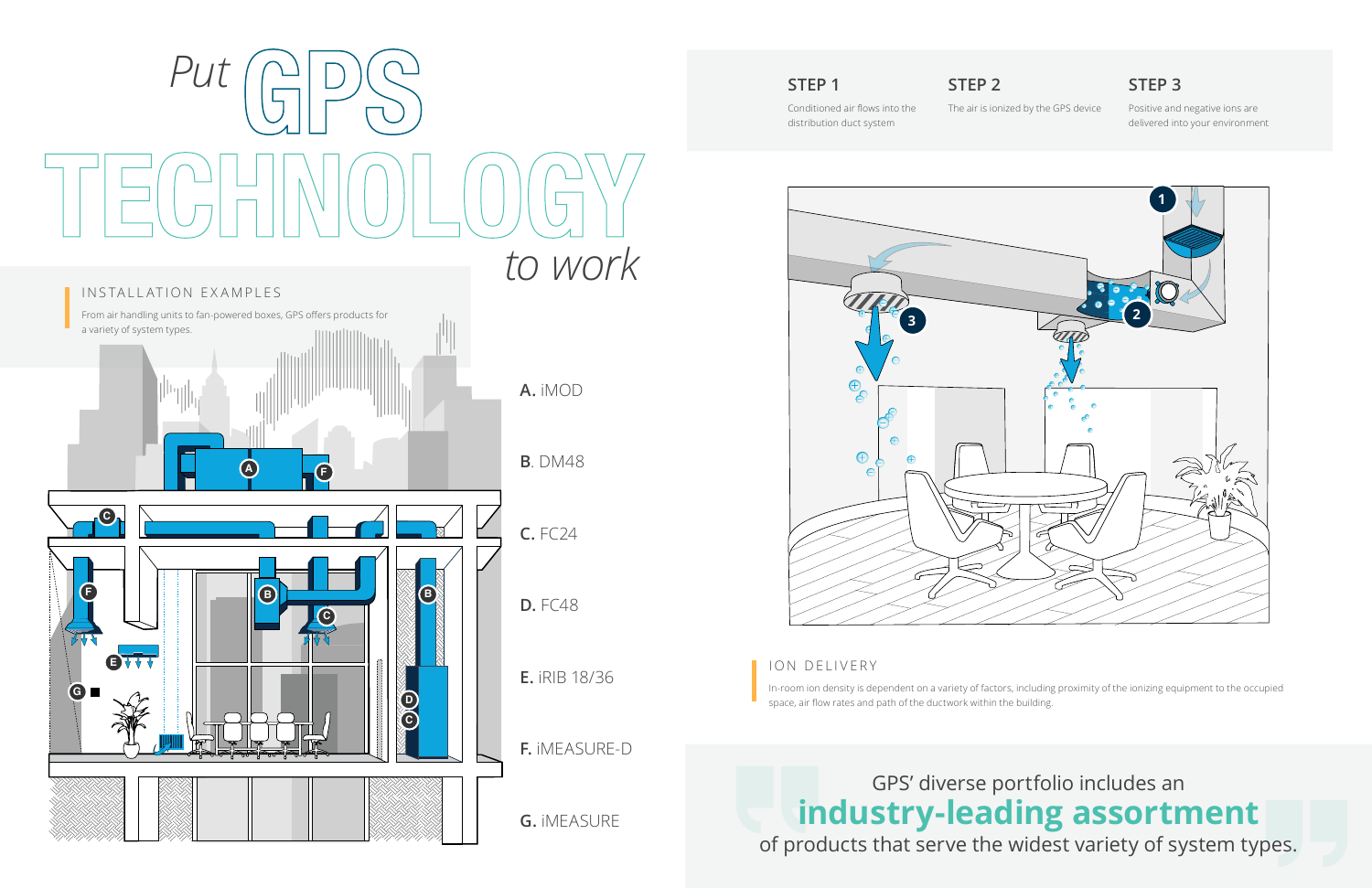# Put GPS TECHNOLOGY to work

## INSTALLATION EXAMPLES

From air handling units to fan-powered boxes, GPS offers products for a variety of system types.

**A.** iMOD

**B**. DM48

**C.** FC24

**D.** FC48

**E.** iRIB 18/36

**F.** iMEASURE-D

**G.** iMEASURE

**STEP 1**

Conditioned air flows into the distribution duct system

**STEP 2**

The air is ionized by the GPS device

**STEP 3**

Positive and negative ions are delivered into your environment

## ION DELIVERY

In-room ion density is dependent on a variety of factors, including proximity of the ionizing equipment to the occupied space, air flow rates and path of the ductwork within the building.

GPS' diverse portfolio includes an **industry-leading assortment** of products that serve the widest variety of system types.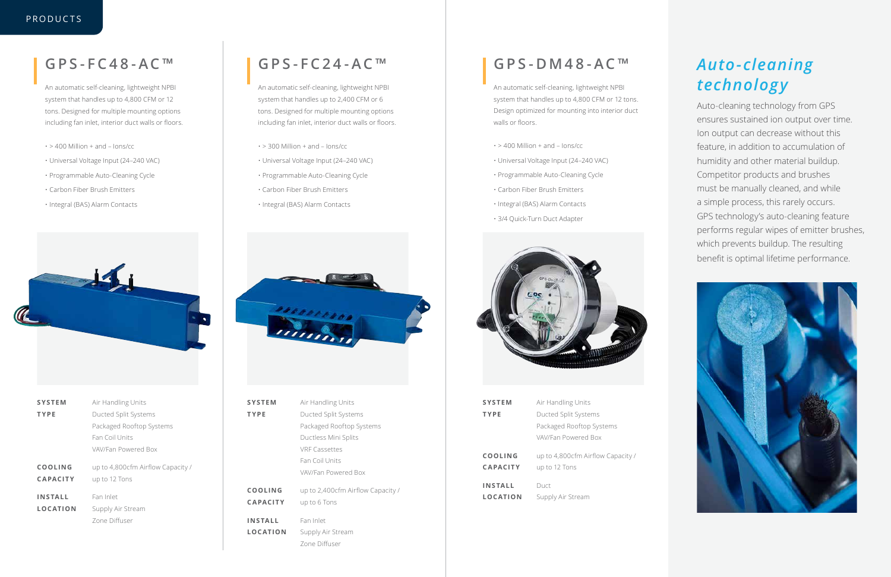PRODUCTS

## GPS-FC48-AC™

An automatic self-cleaning, lightweight NPBI system that handles up to 4,800 CFM or 12 tons. Designed for multiple mounting options including fan inlet, interior duct walls or floors.

- > 400 Million + and – Ions/cc
- Universal Voltage Input (24–240 VAC)
- Programmable Auto-Cleaning Cycle
- Carbon Fiber Brush Emitters
- Integral (BAS) Alarm Contacts

**SYSTEM TYPE**
Air Handling Units
Ducted Split Systems
Packaged Rooftop Systems
Fan Coil Units
VAV/Fan Powered Box

**COOLING CAPACITY**
up to 4,800cfm Airflow Capacity / up to 12 Tons

**INSTALL LOCATION**
Fan Inlet
Supply Air Stream
Zone Diffuser

## GPS-FC24-AC™

An automatic self-cleaning, lightweight NPBI system that handles up to 2,400 CFM or 6 tons. Designed for multiple mounting options including fan inlet, interior duct walls or floors.

- > 300 Million + and – Ions/cc
- Universal Voltage Input (24–240 VAC)
- Programmable Auto-Cleaning Cycle
- Carbon Fiber Brush Emitters
- Integral (BAS) Alarm Contacts

**SYSTEM TYPE**
Air Handling Units
Ducted Split Systems
Packaged Rooftop Systems
Ductless Mini Splits
VRF Cassettes
Fan Coil Units
VAV/Fan Powered Box

**COOLING CAPACITY**
up to 2,400cfm Airflow Capacity / up to 6 Tons

**INSTALL LOCATION**
Fan Inlet
Supply Air Stream
Zone Diffuser

## GPS-DM48-AC™

An automatic self-cleaning, lightweight NPBI system that handles up to 4,800 CFM or 12 tons. Design optimized for mounting into interior duct walls or floors.

- > 400 Million + and – Ions/cc
- Universal Voltage Input (24–240 VAC)
- Programmable Auto-Cleaning Cycle
- Carbon Fiber Brush Emitters
- Integral (BAS) Alarm Contacts
- 3/4 Quick-Turn Duct Adapter

**SYSTEM TYPE**
Air Handling Units
Ducted Split Systems
Packaged Rooftop Systems
VAV/Fan Powered Box

**COOLING CAPACITY**
up to 4,800cfm Airflow Capacity / up to 12 Tons

**INSTALL LOCATION**
Duct
Supply Air Stream

## *Auto-cleaning technology*

Auto-cleaning technology from GPS ensures sustained ion output over time. Ion output can decrease without this feature, in addition to accumulation of humidity and other material buildup. Competitor products and brushes must be manually cleaned, and while a simple process, this rarely occurs. GPS technology's auto-cleaning feature performs regular wipes of emitter brushes, which prevents buildup. The resulting benefit is optimal lifetime performance.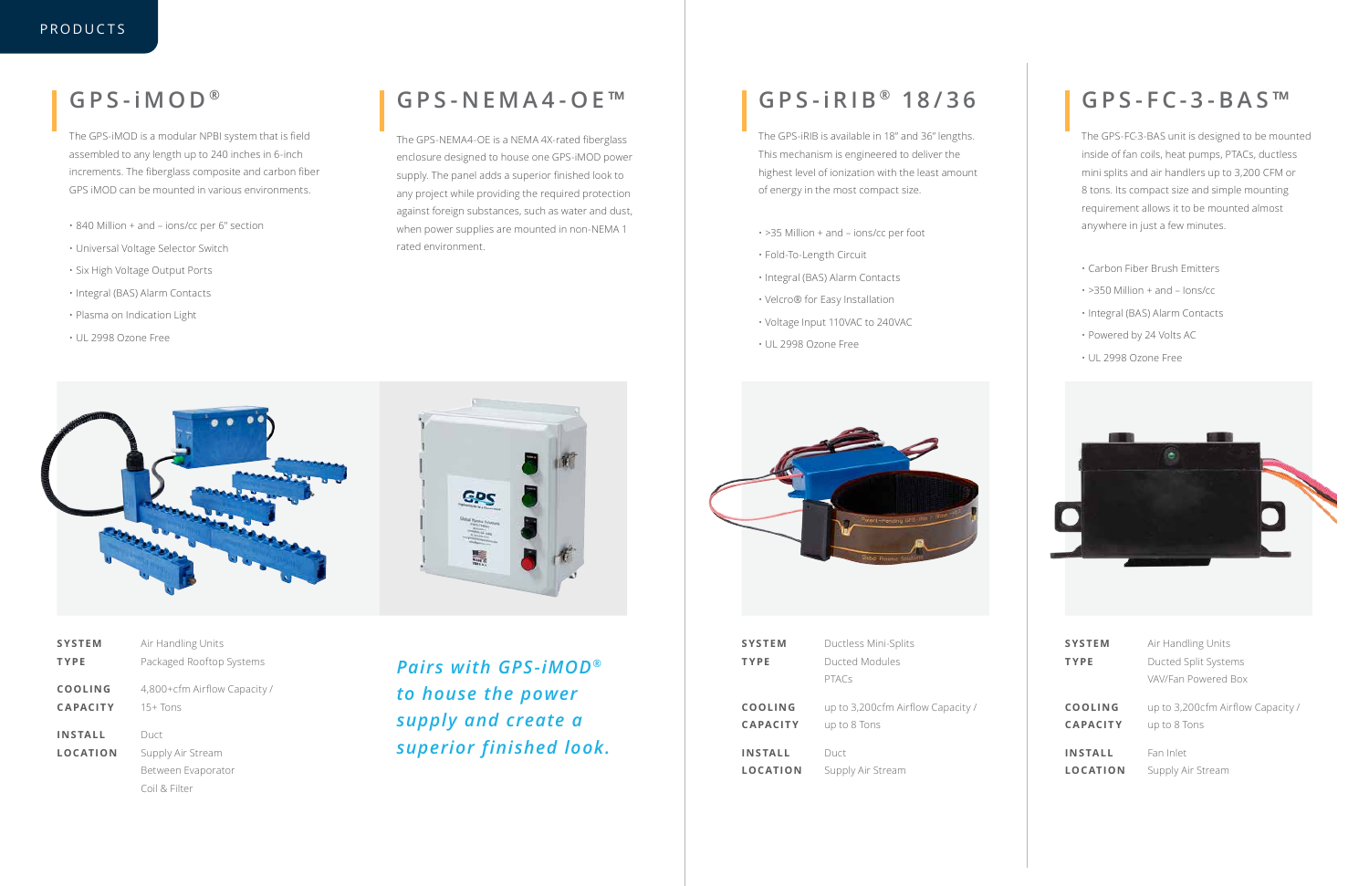# PRODUCTS

## GPS-iMOD®

The GPS-iMOD is a modular NPBI system that is field assembled to any length up to 240 inches in 6-inch increments. The fiberglass composite and carbon fiber GPS iMOD can be mounted in various environments.

- 840 Million + and – ions/cc per 6" section
- Universal Voltage Selector Switch
- Six High Voltage Output Ports
- Integral (BAS) Alarm Contacts
- Plasma on Indication Light
- UL 2998 Ozone Free

| | |
|---|---|
| **SYSTEM TYPE** | Air Handling Units<br>Packaged Rooftop Systems |
| **COOLING CAPACITY** | 4,800+cfm Airflow Capacity / 15+ Tons |
| **INSTALL LOCATION** | Duct<br>Supply Air Stream<br>Between Evaporator Coil & Filter |

## GPS-NEMA4-OE™

The GPS-NEMA4-OE is a NEMA 4X-rated fiberglass enclosure designed to house one GPS-iMOD power supply. The panel adds a superior finished look to any project while providing the required protection against foreign substances, such as water and dust, when power supplies are mounted in non-NEMA 1 rated environment.

***Pairs with GPS-iMOD® to house the power supply and create a superior finished look.***

## GPS-iRIB® 18/36

The GPS-iRIB is available in 18" and 36" lengths. This mechanism is engineered to deliver the highest level of ionization with the least amount of energy in the most compact size.

- >35 Million + and – ions/cc per foot
- Fold-To-Length Circuit
- Integral (BAS) Alarm Contacts
- Velcro® for Easy Installation
- Voltage Input 110VAC to 240VAC
- UL 2998 Ozone Free

| | |
|---|---|
| **SYSTEM TYPE** | Ductless Mini-Splits<br>Ducted Modules<br>PTACs |
| **COOLING CAPACITY** | up to 3,200cfm Airflow Capacity / up to 8 Tons |
| **INSTALL LOCATION** | Duct<br>Supply Air Stream |

## GPS-FC-3-BAS™

The GPS-FC3-BAS unit is designed to be mounted inside of fan coils, heat pumps, PTACs, ductless mini splits and air handlers up to 3,200 CFM or 8 tons. Its compact size and simple mounting requirement allows it to be mounted almost anywhere in just a few minutes.

- Carbon Fiber Brush Emitters
- >350 Million + and – Ions/cc
- Integral (BAS) Alarm Contacts
- Powered by 24 Volts AC
- UL 2998 Ozone Free

| | |
|---|---|
| **SYSTEM TYPE** | Air Handling Units<br>Ducted Split Systems<br>VAV/Fan Powered Box |
| **COOLING CAPACITY** | up to 3,200cfm Airflow Capacity / up to 8 Tons |
| **INSTALL LOCATION** | Fan Inlet<br>Supply Air Stream |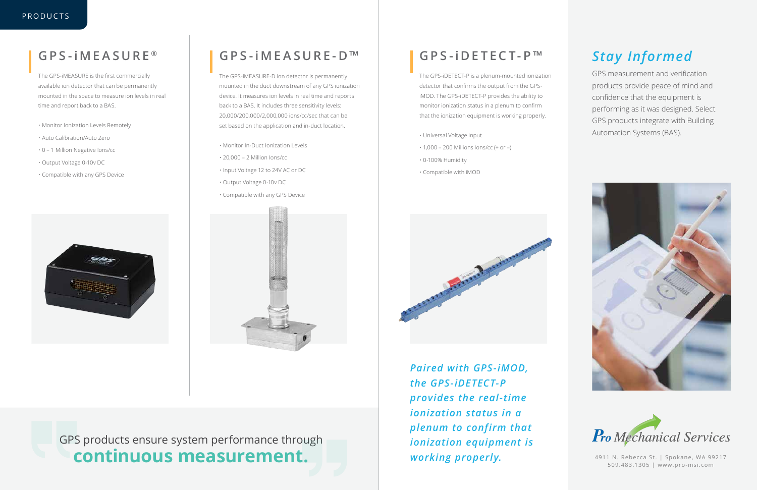PRODUCTS

## GPS-iMEASURE®

The GPS-iMEASURE is the first commercially available ion detector that can be permanently mounted in the space to measure ion levels in real time and report back to a BAS.

- Monitor Ionization Levels Remotely
- Auto Calibration/Auto Zero
- 0 – 1 Million Negative Ions/cc
- Output Voltage 0-10v DC
- Compatible with any GPS Device

## GPS-iMEASURE-D™

The GPS-iMEASURE-D ion detector is permanently mounted in the duct downstream of any GPS ionization device. It measures ion levels in real time and reports back to a BAS. It includes three sensitivity levels: 20,000/200,000/2,000,000 ions/cc/sec that can be set based on the application and in-duct location.

- Monitor In-Duct Ionization Levels
- 20,000 – 2 Million Ions/cc
- Input Voltage 12 to 24V AC or DC
- Output Voltage 0-10v DC
- Compatible with any GPS Device

GPS products ensure system performance through **continuous measurement.**

## GPS-iDETECT-P™

The GPS-iDETECT-P is a plenum-mounted ionization detector that confirms the output from the GPS-iMOD. The GPS-iDETECT-P provides the ability to monitor ionization status in a plenum to confirm that the ionization equipment is working properly.

- Universal Voltage Input
- 1,000 – 200 Millions Ions/cc (+ or –)
- 0-100% Humidity
- Compatible with iMOD

***Paired with GPS-iMOD, the GPS-iDETECT-P provides the real-time ionization status in a plenum to confirm that ionization equipment is working properly.***

## *Stay Informed*

GPS measurement and verification products provide peace of mind and confidence that the equipment is performing as it was designed. Select GPS products integrate with Building Automation Systems (BAS).

Pro Mechanical Services

4911 N. Rebecca St. | Spokane, WA 99217
509.483.1305 | www.pro-msi.com